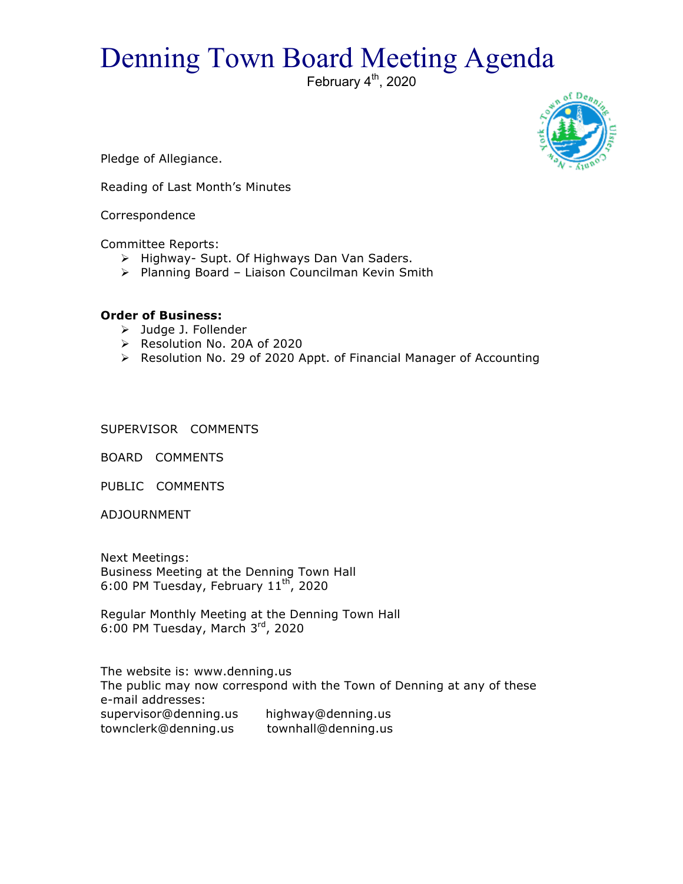# Denning Town Board Meeting Agenda

February 4th, 2020

Pledge of Allegiance.

Reading of Last Month's Minutes

Correspondence

Committee Reports:

- Highway- Supt. Of Highways Dan Van Saders.
- Planning Board – Liaison Councilman Kevin Smith

**Order of Business:**

- Judge J. Follender
- Resolution No. 20A of 2020
- Resolution No. 29 of 2020 Appt. of Financial Manager of Accounting

SUPERVISOR COMMENTS

BOARD COMMENTS

PUBLIC COMMENTS

ADJOURNMENT

Next Meetings:
Business Meeting at the Denning Town Hall
6:00 PM Tuesday, February 11th, 2020

Regular Monthly Meeting at the Denning Town Hall
6:00 PM Tuesday, March 3rd, 2020

The website is: www.denning.us
The public may now correspond with the Town of Denning at any of these e-mail addresses:
supervisor@denning.us highway@denning.us
townclerk@denning.us townhall@denning.us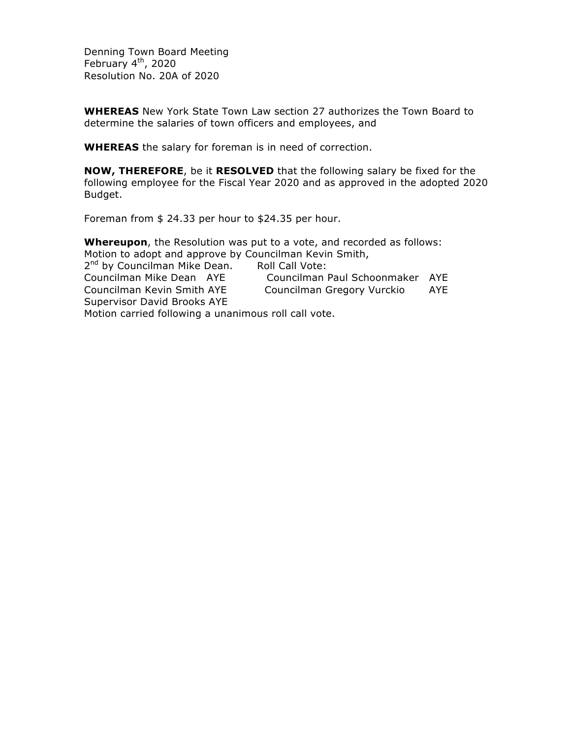Denning Town Board Meeting
February 4th, 2020
Resolution No. 20A of 2020

**WHEREAS** New York State Town Law section 27 authorizes the Town Board to determine the salaries of town officers and employees, and

**WHEREAS** the salary for foreman is in need of correction.

**NOW, THEREFORE**, be it **RESOLVED** that the following salary be fixed for the following employee for the Fiscal Year 2020 and as approved in the adopted 2020 Budget.

Foreman from $ 24.33 per hour to $24.35 per hour.

**Whereupon**, the Resolution was put to a vote, and recorded as follows:
Motion to adopt and approve by Councilman Kevin Smith,
2nd by Councilman Mike Dean. Roll Call Vote:
Councilman Mike Dean AYE Councilman Paul Schoonmaker AYE
Councilman Kevin Smith AYE Councilman Gregory Vurckio AYE
Supervisor David Brooks AYE
Motion carried following a unanimous roll call vote.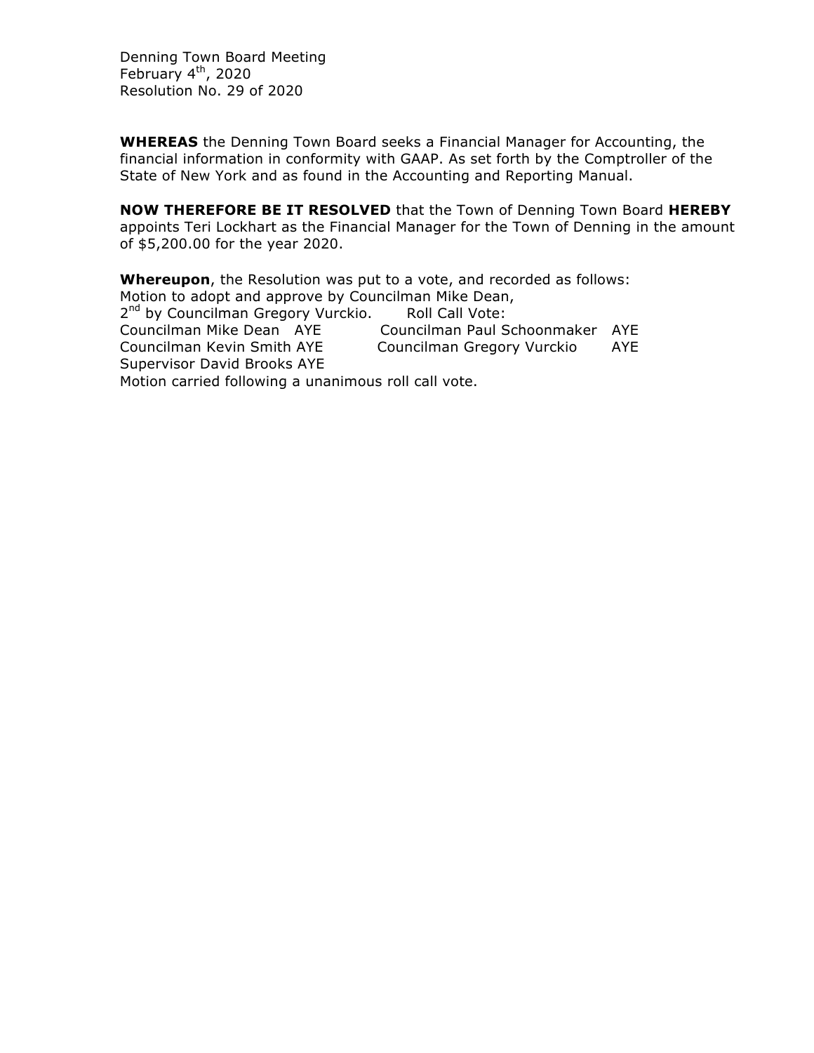Denning Town Board Meeting
February 4th, 2020
Resolution No. 29 of 2020

**WHEREAS** the Denning Town Board seeks a Financial Manager for Accounting, the financial information in conformity with GAAP. As set forth by the Comptroller of the State of New York and as found in the Accounting and Reporting Manual.

**NOW THEREFORE BE IT RESOLVED** that the Town of Denning Town Board **HEREBY** appoints Teri Lockhart as the Financial Manager for the Town of Denning in the amount of $5,200.00 for the year 2020.

**Whereupon**, the Resolution was put to a vote, and recorded as follows:
Motion to adopt and approve by Councilman Mike Dean,
2nd by Councilman Gregory Vurckio. Roll Call Vote:

| | | | |
|---|---|---|---|
| Councilman Mike Dean | AYE | Councilman Paul Schoonmaker | AYE |
| Councilman Kevin Smith | AYE | Councilman Gregory Vurckio | AYE |
| Supervisor David Brooks | AYE | | |

Motion carried following a unanimous roll call vote.